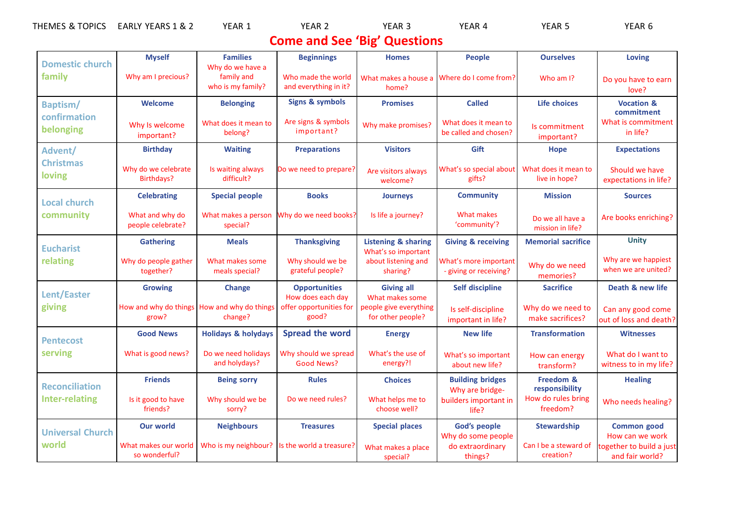# Come and See 'Big' Questions

| THEMES & TOPICS | EARLY YEARS 1 & 2 | YEAR 1 | YEAR 2 | YEAR 3 | YEAR 4 | YEAR 5 | YEAR 6 |
|---|---|---|---|---|---|---|---|
| Domestic church family | **Myself** Why am I precious? | **Families** Why do we have a family and who is my family? | **Beginnings** Who made the world and everything in it? | **Homes** What makes a house a home? | **People** Where do I come from? | **Ourselves** Who am I? | **Loving** Do you have to earn love? |
| Baptism/ confirmation belonging | **Welcome** Why Is welcome important? | **Belonging** What does it mean to belong? | **Signs & symbols** Are signs & symbols important? | **Promises** Why make promises? | **Called** What does it mean to be called and chosen? | **Life choices** Is commitment important? | **Vocation & commitment** What is commitment in life? |
| Advent/ Christmas loving | **Birthday** Why do we celebrate Birthdays? | **Waiting** Is waiting always difficult? | **Preparations** Do we need to prepare? | **Visitors** Are visitors always welcome? | **Gift** What's so special about gifts? | **Hope** What does it mean to live in hope? | **Expectations** Should we have expectations in life? |
| Local church community | **Celebrating** What and why do people celebrate? | **Special people** What makes a person special? | **Books** Why do we need books? | **Journeys** Is life a journey? | **Community** What makes 'community'? | **Mission** Do we all have a mission in life? | **Sources** Are books enriching? |
| Eucharist relating | **Gathering** Why do people gather together? | **Meals** What makes some meals special? | **Thanksgiving** Why should we be grateful people? | **Listening & sharing** What's so important about listening and sharing? | **Giving & receiving** What's more important - giving or receiving? | **Memorial sacrifice** Why do we need memories? | **Unity** Why are we happiest when we are united? |
| Lent/Easter giving | **Growing** How and why do things grow? | **Change** How and why do things change? | **Opportunities** How does each day offer opportunities for good? | **Giving all** What makes some people give everything for other people? | **Self discipline** Is self-discipline important in life? | **Sacrifice** Why do we need to make sacrifices? | **Death & new life** Can any good come out of loss and death? |
| Pentecost serving | **Good News** What is good news? | **Holidays & holydays** Do we need holidays and holydays? | **Spread the word** Why should we spread Good News? | **Energy** What's the use of energy?! | **New life** What's so important about new life? | **Transformation** How can energy transform? | **Witnesses** What do I want to witness to in my life? |
| Reconciliation Inter-relating | **Friends** Is it good to have friends? | **Being sorry** Why should we be sorry? | **Rules** Do we need rules? | **Choices** What helps me to choose well? | **Building bridges** Why are bridge-builders important in life? | **Freedom & responsibility** How do rules bring freedom? | **Healing** Who needs healing? |
| Universal Church world | **Our world** What makes our world so wonderful? | **Neighbours** Who is my neighbour? | **Treasures** Is the world a treasure? | **Special places** What makes a place special? | **God's people** Why do some people do extraordinary things? | **Stewardship** Can I be a steward of creation? | **Common good** How can we work together to build a just and fair world? |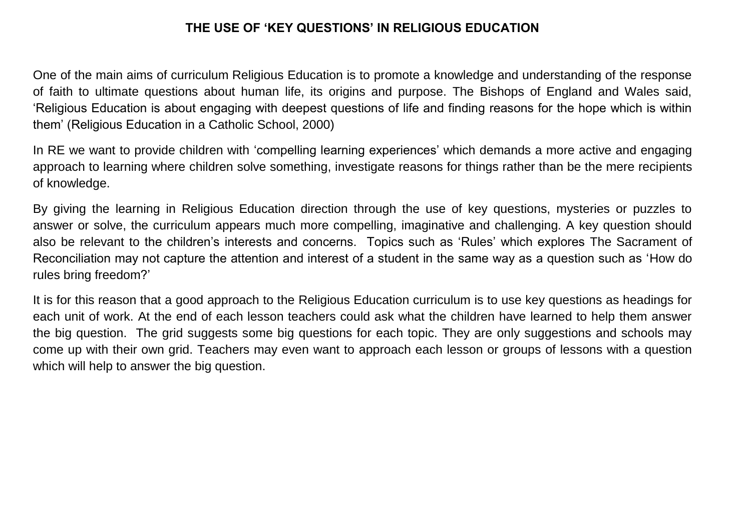# THE USE OF 'KEY QUESTIONS' IN RELIGIOUS EDUCATION

One of the main aims of curriculum Religious Education is to promote a knowledge and understanding of the response of faith to ultimate questions about human life, its origins and purpose. The Bishops of England and Wales said, 'Religious Education is about engaging with deepest questions of life and finding reasons for the hope which is within them' (Religious Education in a Catholic School, 2000)

In RE we want to provide children with 'compelling learning experiences' which demands a more active and engaging approach to learning where children solve something, investigate reasons for things rather than be the mere recipients of knowledge.

By giving the learning in Religious Education direction through the use of key questions, mysteries or puzzles to answer or solve, the curriculum appears much more compelling, imaginative and challenging. A key question should also be relevant to the children's interests and concerns. Topics such as 'Rules' which explores The Sacrament of Reconciliation may not capture the attention and interest of a student in the same way as a question such as 'How do rules bring freedom?'

It is for this reason that a good approach to the Religious Education curriculum is to use key questions as headings for each unit of work. At the end of each lesson teachers could ask what the children have learned to help them answer the big question. The grid suggests some big questions for each topic. They are only suggestions and schools may come up with their own grid. Teachers may even want to approach each lesson or groups of lessons with a question which will help to answer the big question.